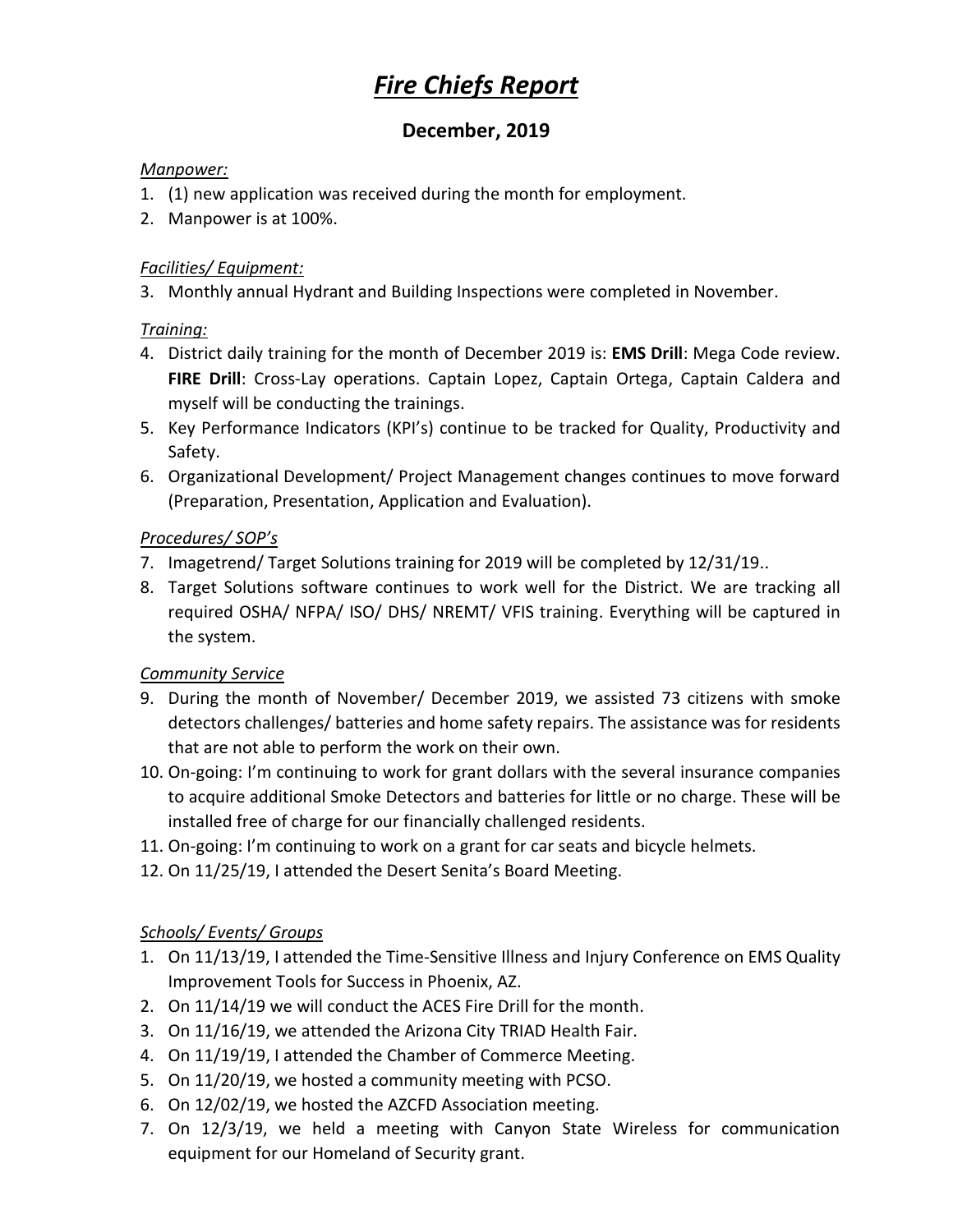# *Fire Chiefs Report*

## December, 2019

*Manpower:*

1. (1) new application was received during the month for employment.
2. Manpower is at 100%.

*Facilities/ Equipment:*

3. Monthly annual Hydrant and Building Inspections were completed in November.

*Training:*

4. District daily training for the month of December 2019 is: **EMS Drill**: Mega Code review. **FIRE Drill**: Cross-Lay operations. Captain Lopez, Captain Ortega, Captain Caldera and myself will be conducting the trainings.
5. Key Performance Indicators (KPI's) continue to be tracked for Quality, Productivity and Safety.
6. Organizational Development/ Project Management changes continues to move forward (Preparation, Presentation, Application and Evaluation).

*Procedures/ SOP's*

7. Imagetrend/ Target Solutions training for 2019 will be completed by 12/31/19..
8. Target Solutions software continues to work well for the District. We are tracking all required OSHA/ NFPA/ ISO/ DHS/ NREMT/ VFIS training. Everything will be captured in the system.

*Community Service*

9. During the month of November/ December 2019, we assisted 73 citizens with smoke detectors challenges/ batteries and home safety repairs. The assistance was for residents that are not able to perform the work on their own.
10. On-going: I'm continuing to work for grant dollars with the several insurance companies to acquire additional Smoke Detectors and batteries for little or no charge. These will be installed free of charge for our financially challenged residents.
11. On-going: I'm continuing to work on a grant for car seats and bicycle helmets.
12. On 11/25/19, I attended the Desert Senita's Board Meeting.

*Schools/ Events/ Groups*

1. On 11/13/19, I attended the Time-Sensitive Illness and Injury Conference on EMS Quality Improvement Tools for Success in Phoenix, AZ.
2. On 11/14/19 we will conduct the ACES Fire Drill for the month.
3. On 11/16/19, we attended the Arizona City TRIAD Health Fair.
4. On 11/19/19, I attended the Chamber of Commerce Meeting.
5. On 11/20/19, we hosted a community meeting with PCSO.
6. On 12/02/19, we hosted the AZCFD Association meeting.
7. On 12/3/19, we held a meeting with Canyon State Wireless for communication equipment for our Homeland of Security grant.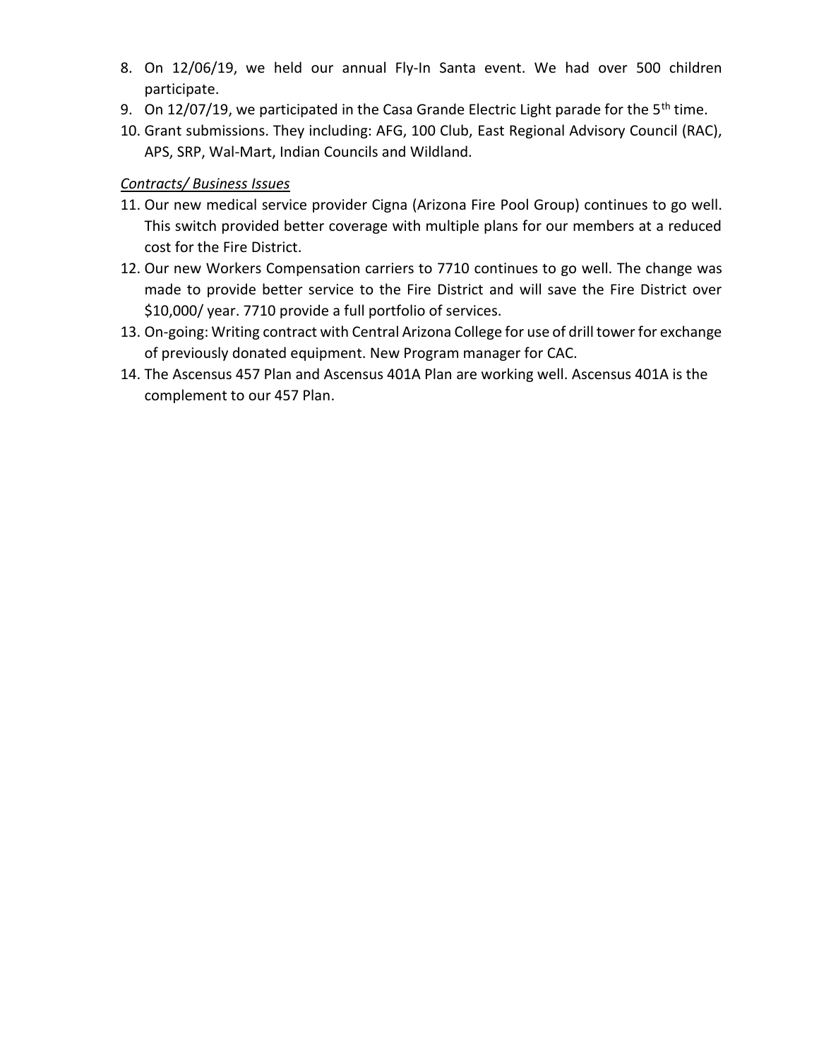8. On 12/06/19, we held our annual Fly-In Santa event. We had over 500 children participate.
9. On 12/07/19, we participated in the Casa Grande Electric Light parade for the 5th time.
10. Grant submissions. They including: AFG, 100 Club, East Regional Advisory Council (RAC), APS, SRP, Wal-Mart, Indian Councils and Wildland.

*Contracts/ Business Issues*

11. Our new medical service provider Cigna (Arizona Fire Pool Group) continues to go well. This switch provided better coverage with multiple plans for our members at a reduced cost for the Fire District.
12. Our new Workers Compensation carriers to 7710 continues to go well. The change was made to provide better service to the Fire District and will save the Fire District over $10,000/ year. 7710 provide a full portfolio of services.
13. On-going: Writing contract with Central Arizona College for use of drill tower for exchange of previously donated equipment. New Program manager for CAC.
14. The Ascensus 457 Plan and Ascensus 401A Plan are working well. Ascensus 401A is the complement to our 457 Plan.